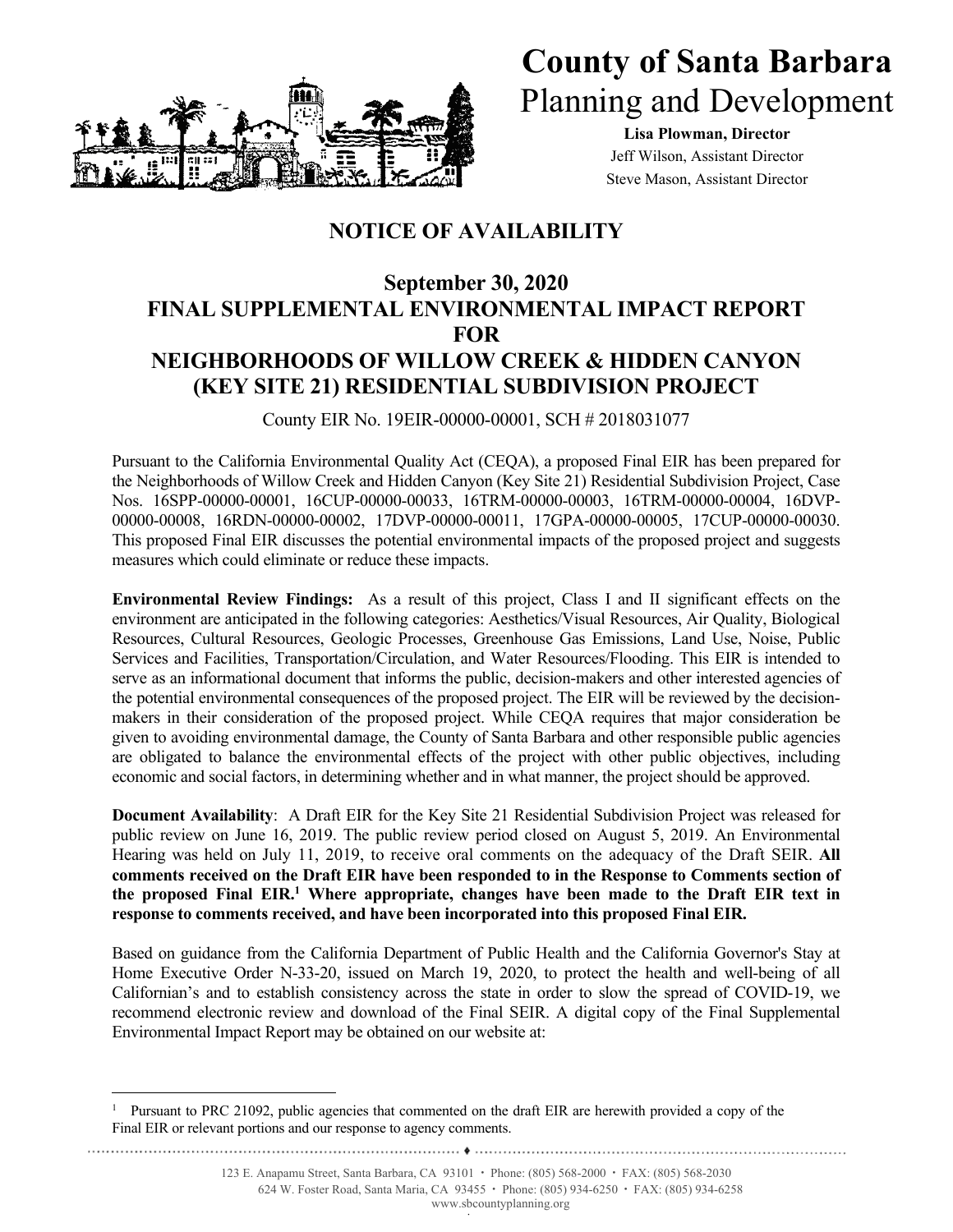# County of Santa Barbara
## Planning and Development

**Lisa Plowman, Director**
Jeff Wilson, Assistant Director
Steve Mason, Assistant Director

## NOTICE OF AVAILABILITY

### September 30, 2020
### FINAL SUPPLEMENTAL ENVIRONMENTAL IMPACT REPORT FOR NEIGHBORHOODS OF WILLOW CREEK & HIDDEN CANYON (KEY SITE 21) RESIDENTIAL SUBDIVISION PROJECT

County EIR No. 19EIR-00000-00001, SCH # 2018031077

Pursuant to the California Environmental Quality Act (CEQA), a proposed Final EIR has been prepared for the Neighborhoods of Willow Creek and Hidden Canyon (Key Site 21) Residential Subdivision Project, Case Nos. 16SPP-00000-00001, 16CUP-00000-00033, 16TRM-00000-00003, 16TRM-00000-00004, 16DVP-00000-00008, 16RDN-00000-00002, 17DVP-00000-00011, 17GPA-00000-00005, 17CUP-00000-00030. This proposed Final EIR discusses the potential environmental impacts of the proposed project and suggests measures which could eliminate or reduce these impacts.

**Environmental Review Findings:** As a result of this project, Class I and II significant effects on the environment are anticipated in the following categories: Aesthetics/Visual Resources, Air Quality, Biological Resources, Cultural Resources, Geologic Processes, Greenhouse Gas Emissions, Land Use, Noise, Public Services and Facilities, Transportation/Circulation, and Water Resources/Flooding. This EIR is intended to serve as an informational document that informs the public, decision-makers and other interested agencies of the potential environmental consequences of the proposed project. The EIR will be reviewed by the decision-makers in their consideration of the proposed project. While CEQA requires that major consideration be given to avoiding environmental damage, the County of Santa Barbara and other responsible public agencies are obligated to balance the environmental effects of the project with other public objectives, including economic and social factors, in determining whether and in what manner, the project should be approved.

**Document Availability**: A Draft EIR for the Key Site 21 Residential Subdivision Project was released for public review on June 16, 2019. The public review period closed on August 5, 2019. An Environmental Hearing was held on July 11, 2019, to receive oral comments on the adequacy of the Draft SEIR. **All comments received on the Draft EIR have been responded to in the Response to Comments section of the proposed Final EIR.[1] Where appropriate, changes have been made to the Draft EIR text in response to comments received, and have been incorporated into this proposed Final EIR.**

Based on guidance from the California Department of Public Health and the California Governor's Stay at Home Executive Order N-33-20, issued on March 19, 2020, to protect the health and well-being of all Californian's and to establish consistency across the state in order to slow the spread of COVID-19, we recommend electronic review and download of the Final SEIR. A digital copy of the Final Supplemental Environmental Impact Report may be obtained on our website at:

[1] Pursuant to PRC 21092, public agencies that commented on the draft EIR are herewith provided a copy of the Final EIR or relevant portions and our response to agency comments.

123 E. Anapamu Street, Santa Barbara, CA 93101 · Phone: (805) 568-2000 · FAX: (805) 568-2030
624 W. Foster Road, Santa Maria, CA 93455 · Phone: (805) 934-6250 · FAX: (805) 934-6258
www.sbcountyplanning.org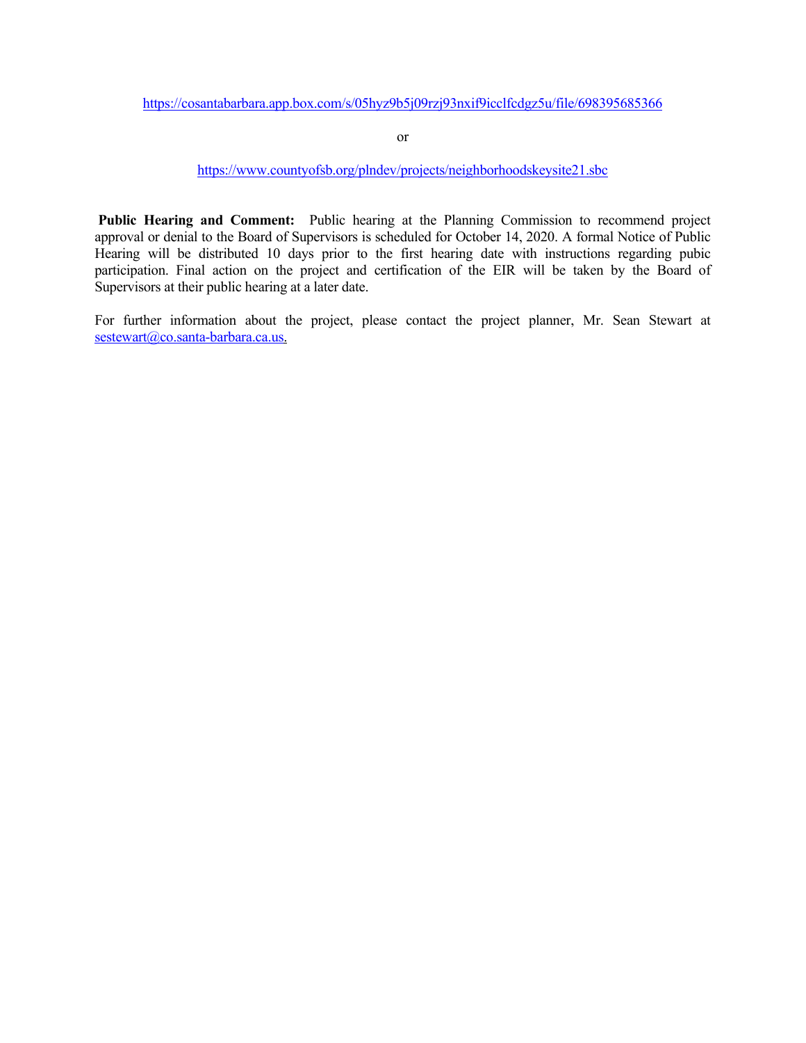https://cosantabarbara.app.box.com/s/05hyz9b5j09rzj93nxif9icclfcdgz5u/file/698395685366

or

https://www.countyofsb.org/plndev/projects/neighborhoodskeysite21.sbc

**Public Hearing and Comment:** Public hearing at the Planning Commission to recommend project approval or denial to the Board of Supervisors is scheduled for October 14, 2020. A formal Notice of Public Hearing will be distributed 10 days prior to the first hearing date with instructions regarding pubic participation. Final action on the project and certification of the EIR will be taken by the Board of Supervisors at their public hearing at a later date.

For further information about the project, please contact the project planner, Mr. Sean Stewart at sestewart@co.santa-barbara.ca.us.